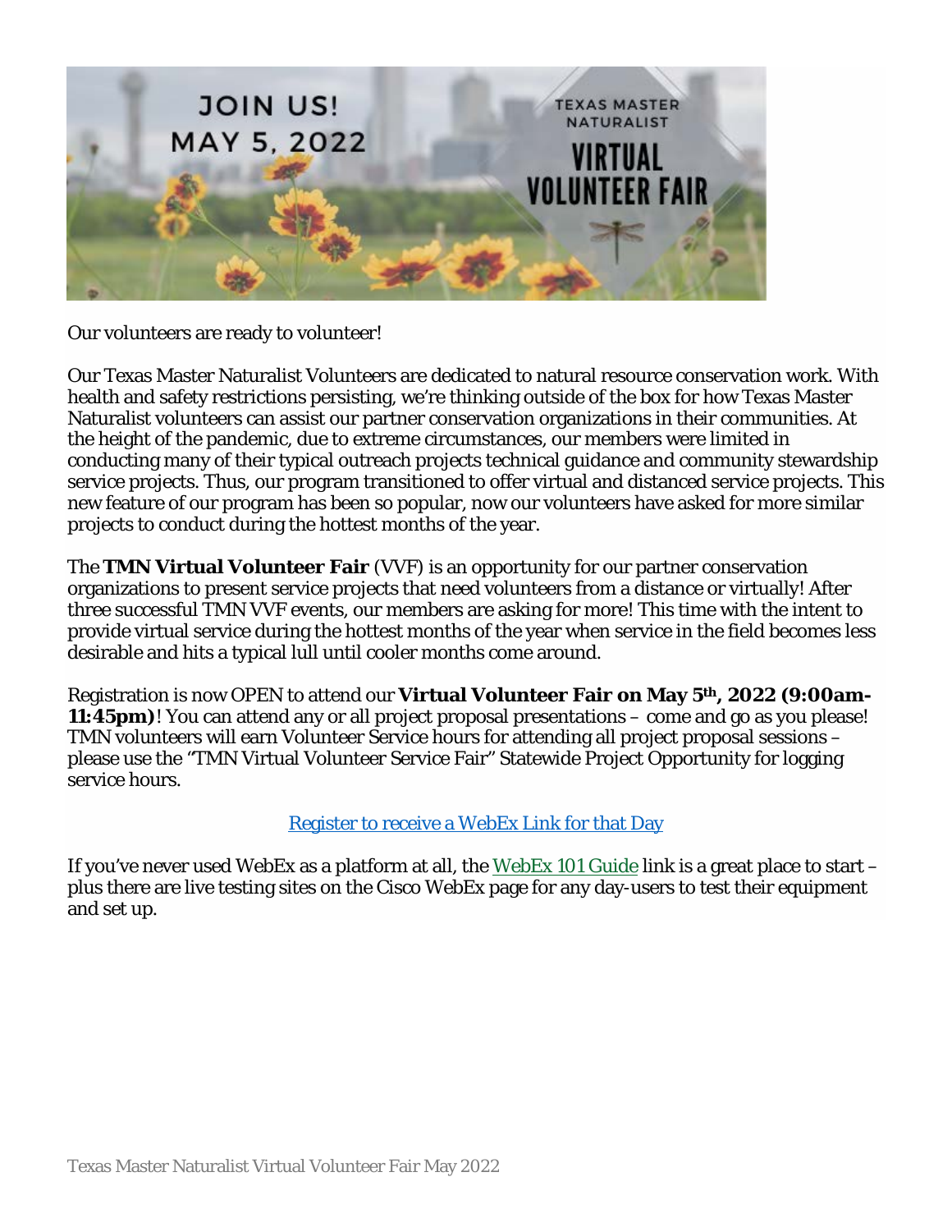Our volunteers are ready to volunteer!

Our Texas Master Naturalist Volunteers are dedicated to natural resource conservation work. With health and safety restrictions persisting, we're thinking outside of the box for how Texas Master Naturalist volunteers can assist our partner conservation organizations in their communities. At the height of the pandemic, due to extreme circumstances, our members were limited in conducting many of their typical outreach projects technical guidance and community stewardship service projects. Thus, our program transitioned to offer virtual and distanced service projects. This new feature of our program has been so popular, now our volunteers have asked for more similar projects to conduct during the hottest months of the year.

The **TMN Virtual Volunteer Fair** (VVF) is an opportunity for our partner conservation organizations to present service projects that need volunteers from a distance or virtually! After three successful TMN VVF events, our members are asking for more! This time with the intent to provide virtual service during the hottest months of the year when service in the field becomes less desirable and hits a typical lull until cooler months come around.

Registration is now OPEN to attend our **Virtual Volunteer Fair on May 5th, 2022 (9:00am-11:45pm)**! You can attend any or all project proposal presentations – come and go as you please! TMN volunteers will earn Volunteer Service hours for attending all project proposal sessions – please use the "TMN Virtual Volunteer Service Fair" Statewide Project Opportunity for logging service hours.

Register to receive a WebEx Link for that Day

If you've never used WebEx as a platform at all, the WebEx 101 Guide link is a great place to start – plus there are live testing sites on the Cisco WebEx page for any day-users to test their equipment and set up.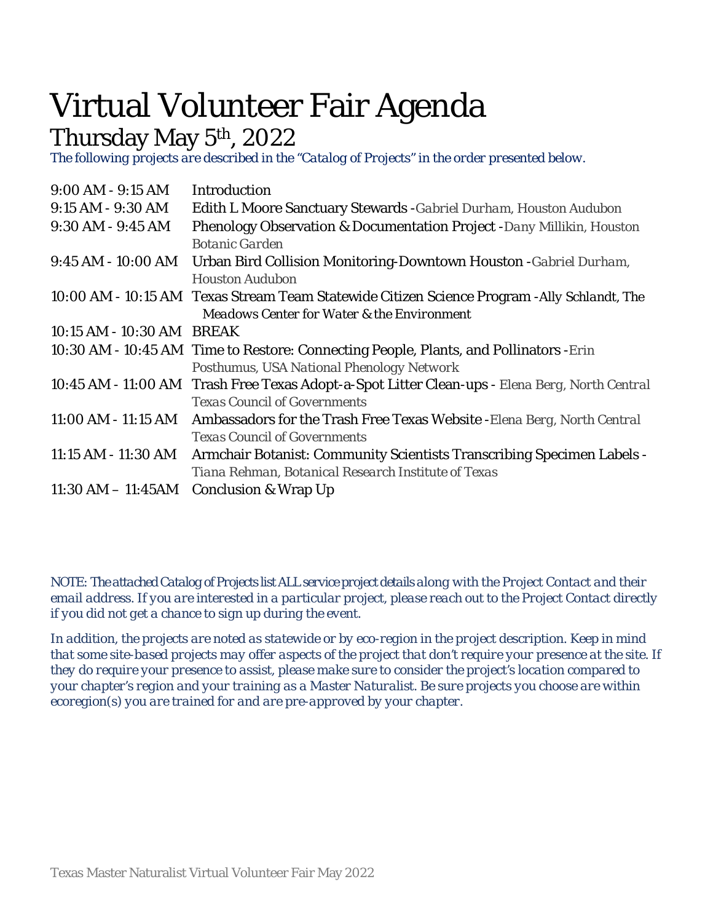# Virtual Volunteer Fair Agenda

## Thursday May 5th, 2022

*The following projects are described in the "Catalog of Projects" in the order presented below.*

| Time | Session |
| --- | --- |
| 9:00 AM - 9:15 AM | Introduction |
| 9:15 AM - 9:30 AM | Edith L Moore Sanctuary Stewards -*Gabriel Durham, Houston Audubon* |
| 9:30 AM - 9:45 AM | Phenology Observation & Documentation Project -*Dany Millikin, Houston Botanic Garden* |
| 9:45 AM - 10:00 AM | Urban Bird Collision Monitoring-Downtown Houston -*Gabriel Durham, Houston Audubon* |
| 10:00 AM - 10:15 AM | Texas Stream Team Statewide Citizen Science Program -*Ally Schlandt, The Meadows Center for Water & the Environment* |
| 10:15 AM - 10:30 AM | BREAK |
| 10:30 AM - 10:45 AM | Time to Restore: Connecting People, Plants, and Pollinators -*Erin Posthumus, USA National Phenology Network* |
| 10:45 AM - 11:00 AM | Trash Free Texas Adopt-a-Spot Litter Clean-ups - *Elena Berg, North Central Texas Council of Governments* |
| 11:00 AM - 11:15 AM | Ambassadors for the Trash Free Texas Website -*Elena Berg, North Central Texas Council of Governments* |
| 11:15 AM - 11:30 AM | Armchair Botanist: Community Scientists Transcribing Specimen Labels - *Tiana Rehman, Botanical Research Institute of Texas* |
| 11:30 AM – 11:45AM | Conclusion & Wrap Up |

*NOTE: The attached Catalog of Projects list ALL service project details along with the Project Contact and their email address. If you are interested in a particular project, please reach out to the Project Contact directly if you did not get a chance to sign up during the event.*

*In addition, the projects are noted as statewide or by eco-region in the project description. Keep in mind that some site-based projects may offer aspects of the project that don't require your presence at the site. If they do require your presence to assist, please make sure to consider the project's location compared to your chapter's region and your training as a Master Naturalist. Be sure projects you choose are within ecoregion(s) you are trained for and are pre-approved by your chapter.*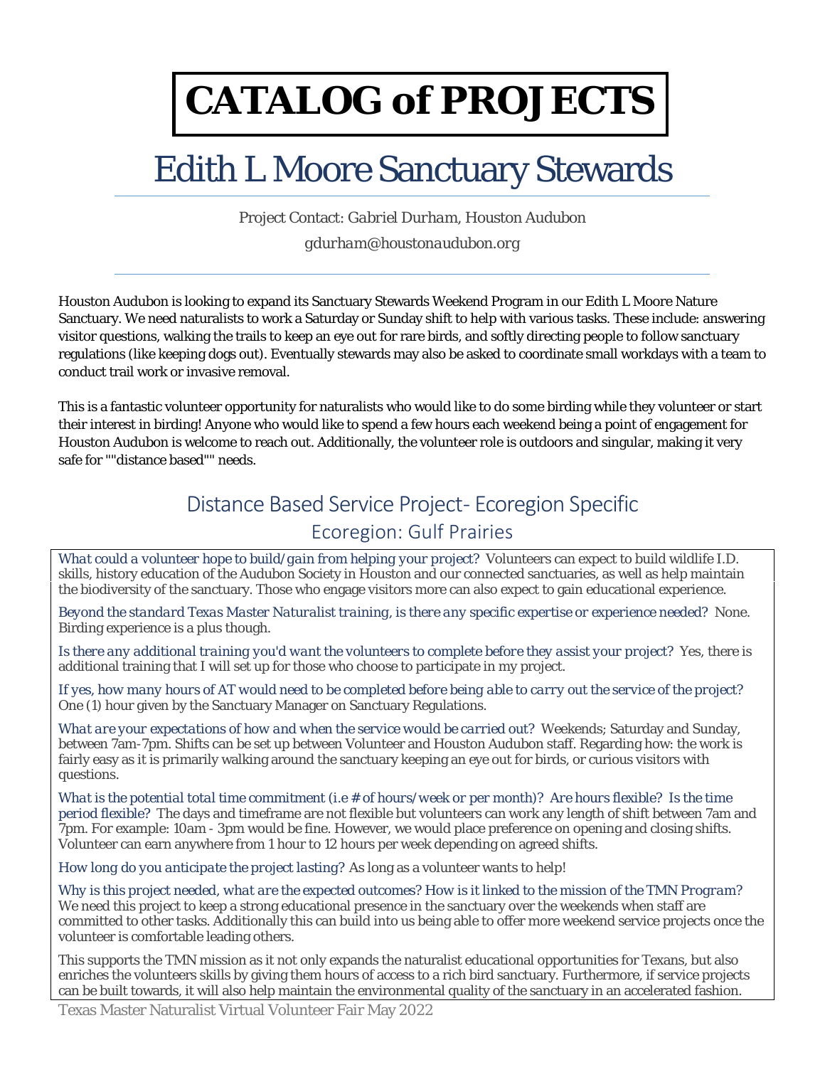# CATALOG of PROJECTS

## Edith L Moore Sanctuary Stewards

*Project Contact: Gabriel Durham, Houston Audubon*

*gdurham@houstonaudubon.org*

---

Houston Audubon is looking to expand its Sanctuary Stewards Weekend Program in our Edith L Moore Nature Sanctuary. We need naturalists to work a Saturday or Sunday shift to help with various tasks. These include: answering visitor questions, walking the trails to keep an eye out for rare birds, and softly directing people to follow sanctuary regulations (like keeping dogs out). Eventually stewards may also be asked to coordinate small workdays with a team to conduct trail work or invasive removal.

This is a fantastic volunteer opportunity for naturalists who would like to do some birding while they volunteer or start their interest in birding! Anyone who would like to spend a few hours each weekend being a point of engagement for Houston Audubon is welcome to reach out. Additionally, the volunteer role is outdoors and singular, making it very safe for ""distance based"" needs.

### Distance Based Service Project- Ecoregion Specific

#### Ecoregion: Gulf Prairies

*What could a volunteer hope to build/gain from helping your project?* Volunteers can expect to build wildlife I.D. skills, history education of the Audubon Society in Houston and our connected sanctuaries, as well as help maintain the biodiversity of the sanctuary. Those who engage visitors more can also expect to gain educational experience.

*Beyond the standard Texas Master Naturalist training, is there any specific expertise or experience needed?* None. Birding experience is a plus though.

*Is there any additional training you'd want the volunteers to complete before they assist your project?* Yes, there is additional training that I will set up for those who choose to participate in my project.

*If yes, how many hours of AT would need to be completed before being able to carry out the service of the project?* One (1) hour given by the Sanctuary Manager on Sanctuary Regulations.

*What are your expectations of how and when the service would be carried out?* Weekends; Saturday and Sunday, between 7am-7pm. Shifts can be set up between Volunteer and Houston Audubon staff. Regarding how: the work is fairly easy as it is primarily walking around the sanctuary keeping an eye out for birds, or curious visitors with questions.

*What is the potential total time commitment (i.e # of hours/week or per month)? Are hours flexible? Is the time period flexible?* The days and timeframe are not flexible but volunteers can work any length of shift between 7am and 7pm. For example: 10am - 3pm would be fine. However, we would place preference on opening and closing shifts. Volunteer can earn anywhere from 1 hour to 12 hours per week depending on agreed shifts.

*How long do you anticipate the project lasting?* As long as a volunteer wants to help!

*Why is this project needed, what are the expected outcomes? How is it linked to the mission of the TMN Program?* We need this project to keep a strong educational presence in the sanctuary over the weekends when staff are committed to other tasks. Additionally this can build into us being able to offer more weekend service projects once the volunteer is comfortable leading others.

This supports the TMN mission as it not only expands the naturalist educational opportunities for Texans, but also enriches the volunteers skills by giving them hours of access to a rich bird sanctuary. Furthermore, if service projects can be built towards, it will also help maintain the environmental quality of the sanctuary in an accelerated fashion.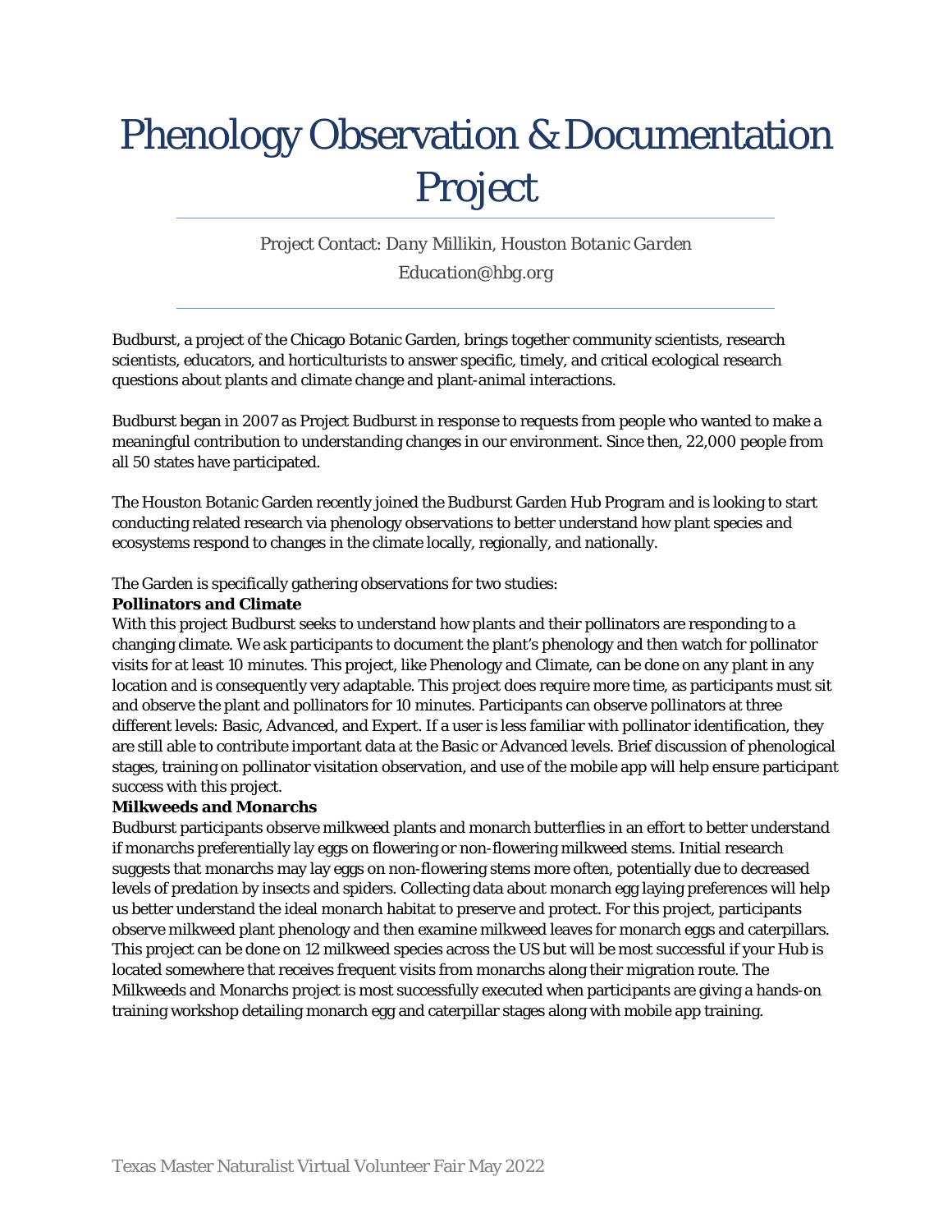# Phenology Observation & Documentation Project

*Project Contact: Dany Millikin, Houston Botanic Garden*

*Education@hbg.org*

Budburst, a project of the Chicago Botanic Garden, brings together community scientists, research scientists, educators, and horticulturists to answer specific, timely, and critical ecological research questions about plants and climate change and plant-animal interactions.

Budburst began in 2007 as Project Budburst in response to requests from people who wanted to make a meaningful contribution to understanding changes in our environment. Since then, 22,000 people from all 50 states have participated.

The Houston Botanic Garden recently joined the Budburst Garden Hub Program and is looking to start conducting related research via phenology observations to better understand how plant species and ecosystems respond to changes in the climate locally, regionally, and nationally.

The Garden is specifically gathering observations for two studies:

**Pollinators and Climate**

With this project Budburst seeks to understand how plants and their pollinators are responding to a changing climate. We ask participants to document the plant's phenology and then watch for pollinator visits for at least 10 minutes. This project, like Phenology and Climate, can be done on any plant in any location and is consequently very adaptable. This project does require more time, as participants must sit and observe the plant and pollinators for 10 minutes. Participants can observe pollinators at three different levels: Basic, Advanced, and Expert. If a user is less familiar with pollinator identification, they are still able to contribute important data at the Basic or Advanced levels. Brief discussion of phenological stages, training on pollinator visitation observation, and use of the mobile app will help ensure participant success with this project.

**Milkweeds and Monarchs**

Budburst participants observe milkweed plants and monarch butterflies in an effort to better understand if monarchs preferentially lay eggs on flowering or non-flowering milkweed stems. Initial research suggests that monarchs may lay eggs on non-flowering stems more often, potentially due to decreased levels of predation by insects and spiders. Collecting data about monarch egg laying preferences will help us better understand the ideal monarch habitat to preserve and protect. For this project, participants observe milkweed plant phenology and then examine milkweed leaves for monarch eggs and caterpillars. This project can be done on 12 milkweed species across the US but will be most successful if your Hub is located somewhere that receives frequent visits from monarchs along their migration route. The Milkweeds and Monarchs project is most successfully executed when participants are giving a hands-on training workshop detailing monarch egg and caterpillar stages along with mobile app training.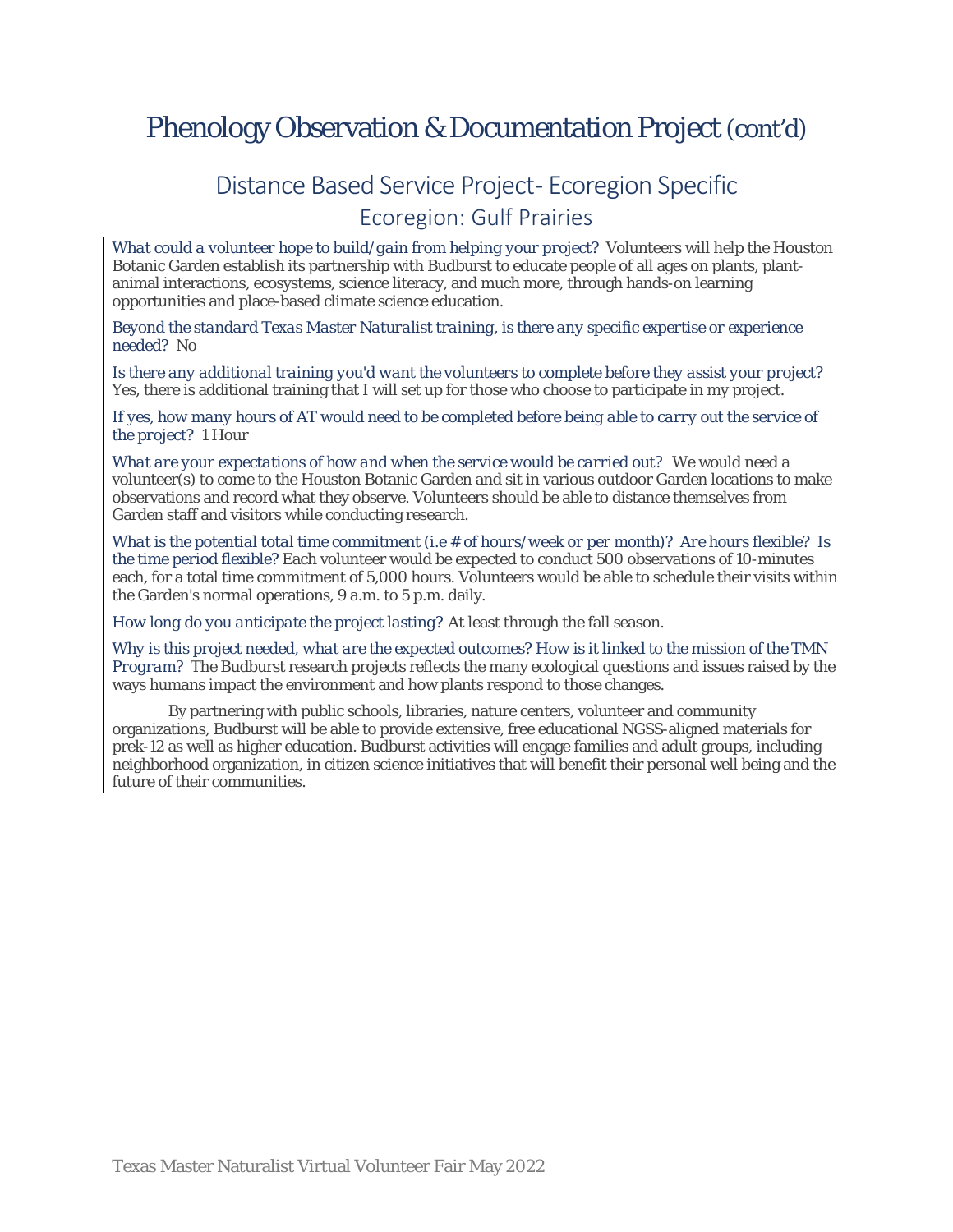# Phenology Observation & Documentation Project (cont'd)

## Distance Based Service Project- Ecoregion Specific

### Ecoregion: Gulf Prairies

*What could a volunteer hope to build/gain from helping your project?* Volunteers will help the Houston Botanic Garden establish its partnership with Budburst to educate people of all ages on plants, plant-animal interactions, ecosystems, science literacy, and much more, through hands-on learning opportunities and place-based climate science education.

*Beyond the standard Texas Master Naturalist training, is there any specific expertise or experience needed?* No

*Is there any additional training you'd want the volunteers to complete before they assist your project?* Yes, there is additional training that I will set up for those who choose to participate in my project.

*If yes, how many hours of AT would need to be completed before being able to carry out the service of the project?* 1 Hour

*What are your expectations of how and when the service would be carried out?* We would need a volunteer(s) to come to the Houston Botanic Garden and sit in various outdoor Garden locations to make observations and record what they observe. Volunteers should be able to distance themselves from Garden staff and visitors while conducting research.

*What is the potential total time commitment (i.e # of hours/week or per month)? Are hours flexible? Is the time period flexible?* Each volunteer would be expected to conduct 500 observations of 10-minutes each, for a total time commitment of 5,000 hours. Volunteers would be able to schedule their visits within the Garden's normal operations, 9 a.m. to 5 p.m. daily.

*How long do you anticipate the project lasting?* At least through the fall season.

*Why is this project needed, what are the expected outcomes? How is it linked to the mission of the TMN Program?* The Budburst research projects reflects the many ecological questions and issues raised by the ways humans impact the environment and how plants respond to those changes.

By partnering with public schools, libraries, nature centers, volunteer and community organizations, Budburst will be able to provide extensive, free educational NGSS-aligned materials for prek-12 as well as higher education. Budburst activities will engage families and adult groups, including neighborhood organization, in citizen science initiatives that will benefit their personal well being and the future of their communities.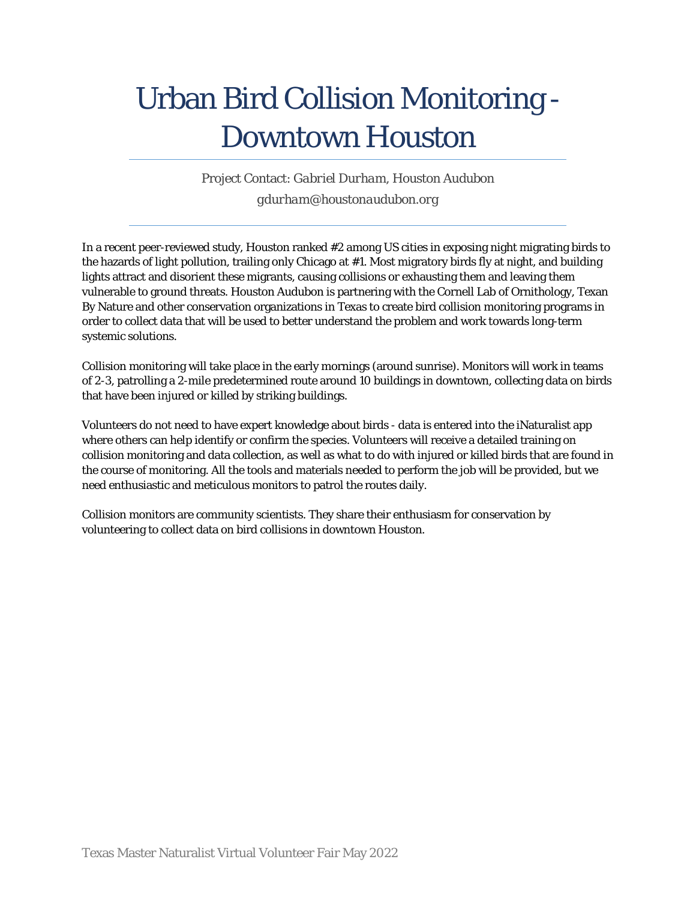# Urban Bird Collision Monitoring - Downtown Houston

*Project Contact: Gabriel Durham, Houston Audubon*

*gdurham@houstonaudubon.org*

---

In a recent peer-reviewed study, Houston ranked #2 among US cities in exposing night migrating birds to the hazards of light pollution, trailing only Chicago at #1. Most migratory birds fly at night, and building lights attract and disorient these migrants, causing collisions or exhausting them and leaving them vulnerable to ground threats. Houston Audubon is partnering with the Cornell Lab of Ornithology, Texan By Nature and other conservation organizations in Texas to create bird collision monitoring programs in order to collect data that will be used to better understand the problem and work towards long-term systemic solutions.

Collision monitoring will take place in the early mornings (around sunrise). Monitors will work in teams of 2-3, patrolling a 2-mile predetermined route around 10 buildings in downtown, collecting data on birds that have been injured or killed by striking buildings.

Volunteers do not need to have expert knowledge about birds - data is entered into the iNaturalist app where others can help identify or confirm the species. Volunteers will receive a detailed training on collision monitoring and data collection, as well as what to do with injured or killed birds that are found in the course of monitoring. All the tools and materials needed to perform the job will be provided, but we need enthusiastic and meticulous monitors to patrol the routes daily.

Collision monitors are community scientists. They share their enthusiasm for conservation by volunteering to collect data on bird collisions in downtown Houston.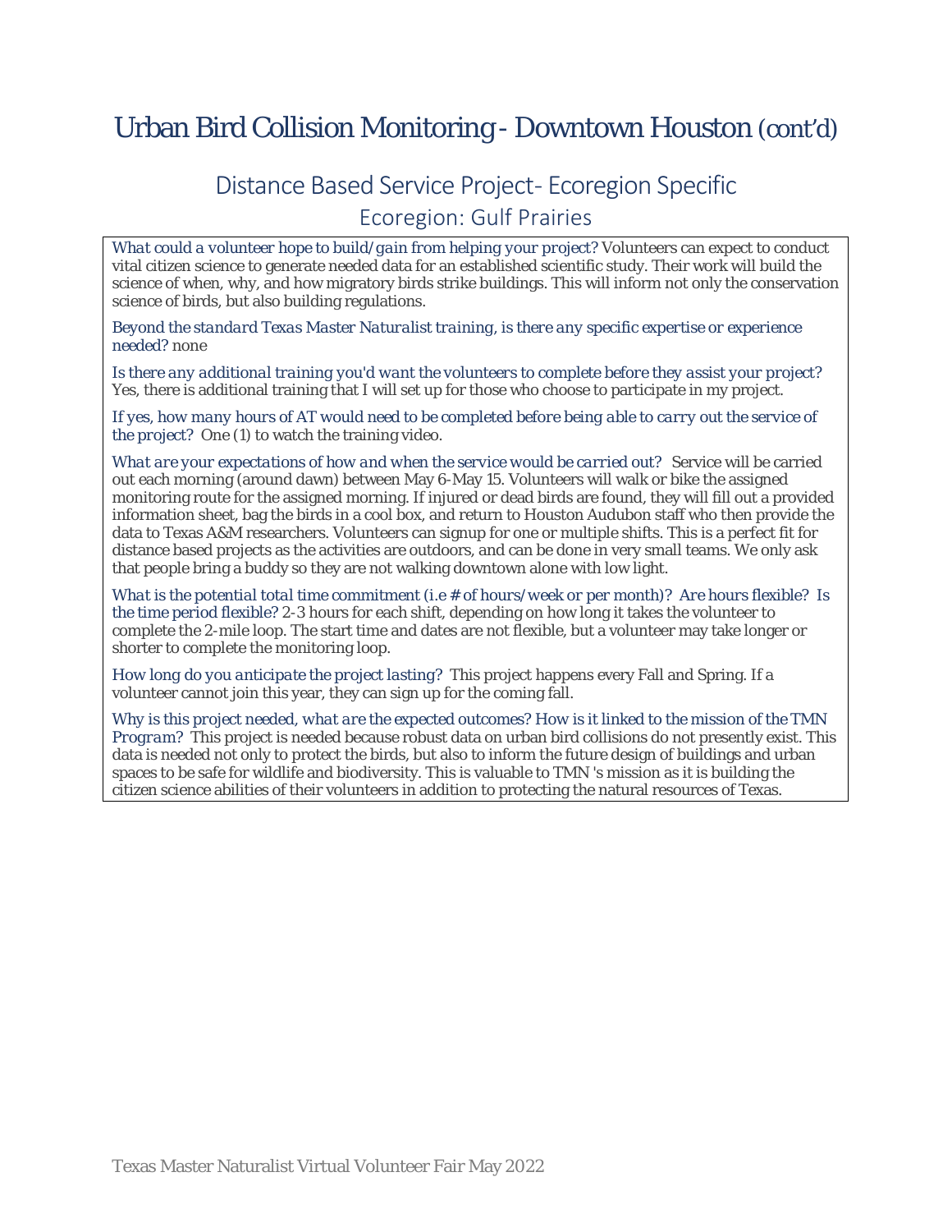# Urban Bird Collision Monitoring - Downtown Houston (cont'd)

## Distance Based Service Project- Ecoregion Specific

### Ecoregion: Gulf Prairies

*What could a volunteer hope to build/gain from helping your project?* Volunteers can expect to conduct vital citizen science to generate needed data for an established scientific study. Their work will build the science of when, why, and how migratory birds strike buildings. This will inform not only the conservation science of birds, but also building regulations.

*Beyond the standard Texas Master Naturalist training, is there any specific expertise or experience needed?* none

*Is there any additional training you'd want the volunteers to complete before they assist your project?* Yes, there is additional training that I will set up for those who choose to participate in my project.

*If yes, how many hours of AT would need to be completed before being able to carry out the service of the project?* One (1) to watch the training video.

*What are your expectations of how and when the service would be carried out?* Service will be carried out each morning (around dawn) between May 6-May 15. Volunteers will walk or bike the assigned monitoring route for the assigned morning. If injured or dead birds are found, they will fill out a provided information sheet, bag the birds in a cool box, and return to Houston Audubon staff who then provide the data to Texas A&M researchers. Volunteers can signup for one or multiple shifts. This is a perfect fit for distance based projects as the activities are outdoors, and can be done in very small teams. We only ask that people bring a buddy so they are not walking downtown alone with low light.

*What is the potential total time commitment (i.e # of hours/week or per month)? Are hours flexible? Is the time period flexible?* 2-3 hours for each shift, depending on how long it takes the volunteer to complete the 2-mile loop. The start time and dates are not flexible, but a volunteer may take longer or shorter to complete the monitoring loop.

*How long do you anticipate the project lasting?* This project happens every Fall and Spring. If a volunteer cannot join this year, they can sign up for the coming fall.

*Why is this project needed, what are the expected outcomes? How is it linked to the mission of the TMN Program?* This project is needed because robust data on urban bird collisions do not presently exist. This data is needed not only to protect the birds, but also to inform the future design of buildings and urban spaces to be safe for wildlife and biodiversity. This is valuable to TMN 's mission as it is building the citizen science abilities of their volunteers in addition to protecting the natural resources of Texas.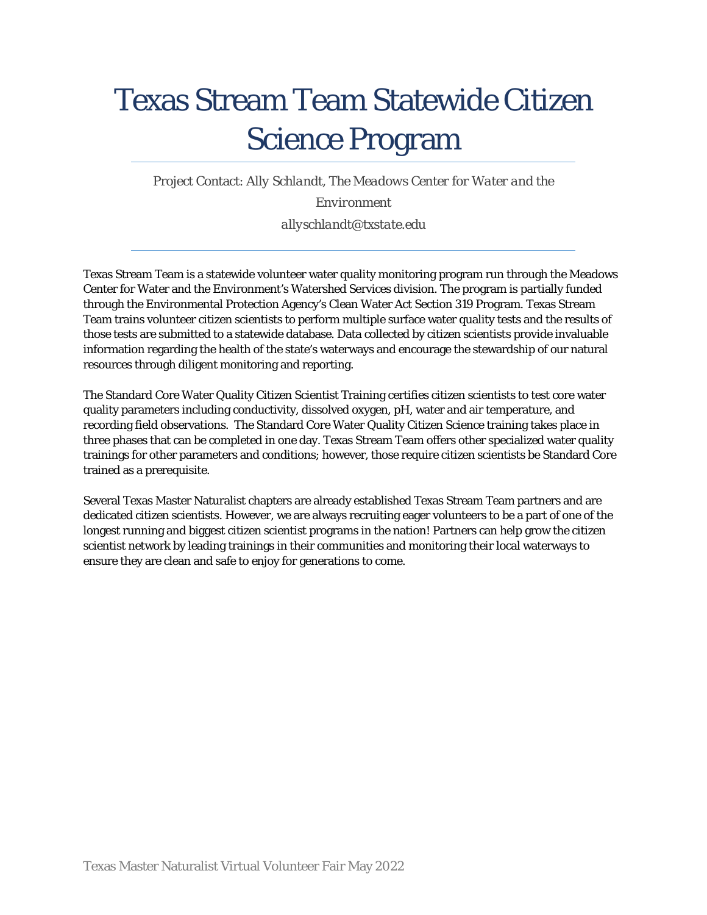# Texas Stream Team Statewide Citizen Science Program

*Project Contact: Ally Schlandt, The Meadows Center for Water and the Environment*

*allyschlandt@txstate.edu*

Texas Stream Team is a statewide volunteer water quality monitoring program run through the Meadows Center for Water and the Environment's Watershed Services division. The program is partially funded through the Environmental Protection Agency's Clean Water Act Section 319 Program. Texas Stream Team trains volunteer citizen scientists to perform multiple surface water quality tests and the results of those tests are submitted to a statewide database. Data collected by citizen scientists provide invaluable information regarding the health of the state's waterways and encourage the stewardship of our natural resources through diligent monitoring and reporting.

The Standard Core Water Quality Citizen Scientist Training certifies citizen scientists to test core water quality parameters including conductivity, dissolved oxygen, pH, water and air temperature, and recording field observations. The Standard Core Water Quality Citizen Science training takes place in three phases that can be completed in one day. Texas Stream Team offers other specialized water quality trainings for other parameters and conditions; however, those require citizen scientists be Standard Core trained as a prerequisite.

Several Texas Master Naturalist chapters are already established Texas Stream Team partners and are dedicated citizen scientists. However, we are always recruiting eager volunteers to be a part of one of the longest running and biggest citizen scientist programs in the nation! Partners can help grow the citizen scientist network by leading trainings in their communities and monitoring their local waterways to ensure they are clean and safe to enjoy for generations to come.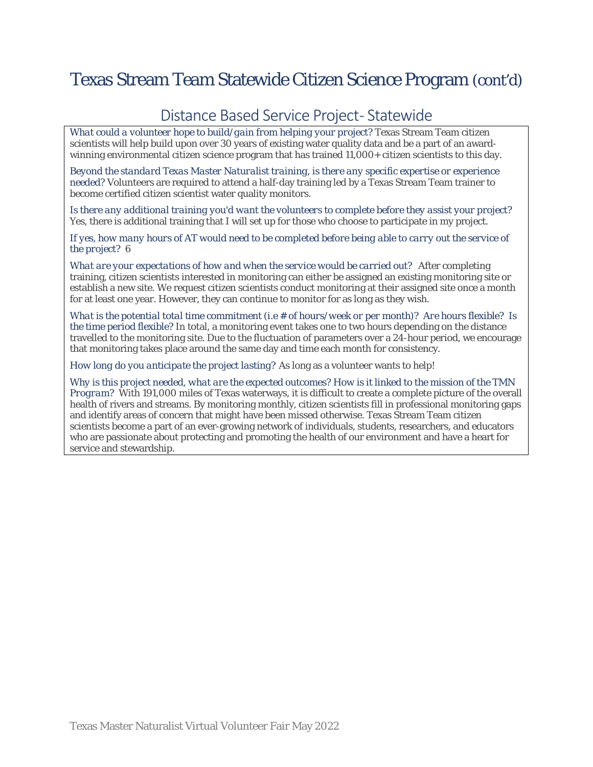# Texas Stream Team Statewide Citizen Science Program (cont'd)

## Distance Based Service Project- Statewide

*What could a volunteer hope to build/gain from helping your project?* Texas Stream Team citizen scientists will help build upon over 30 years of existing water quality data and be a part of an award-winning environmental citizen science program that has trained 11,000+ citizen scientists to this day.

*Beyond the standard Texas Master Naturalist training, is there any specific expertise or experience needed?* Volunteers are required to attend a half-day training led by a Texas Stream Team trainer to become certified citizen scientist water quality monitors.

*Is there any additional training you'd want the volunteers to complete before they assist your project?* Yes, there is additional training that I will set up for those who choose to participate in my project.

*If yes, how many hours of AT would need to be completed before being able to carry out the service of the project?* 6

*What are your expectations of how and when the service would be carried out?* After completing training, citizen scientists interested in monitoring can either be assigned an existing monitoring site or establish a new site. We request citizen scientists conduct monitoring at their assigned site once a month for at least one year. However, they can continue to monitor for as long as they wish.

*What is the potential total time commitment (i.e # of hours/week or per month)? Are hours flexible? Is the time period flexible?* In total, a monitoring event takes one to two hours depending on the distance travelled to the monitoring site. Due to the fluctuation of parameters over a 24-hour period, we encourage that monitoring takes place around the same day and time each month for consistency.

*How long do you anticipate the project lasting?* As long as a volunteer wants to help!

*Why is this project needed, what are the expected outcomes? How is it linked to the mission of the TMN Program?* With 191,000 miles of Texas waterways, it is difficult to create a complete picture of the overall health of rivers and streams. By monitoring monthly, citizen scientists fill in professional monitoring gaps and identify areas of concern that might have been missed otherwise. Texas Stream Team citizen scientists become a part of an ever-growing network of individuals, students, researchers, and educators who are passionate about protecting and promoting the health of our environment and have a heart for service and stewardship.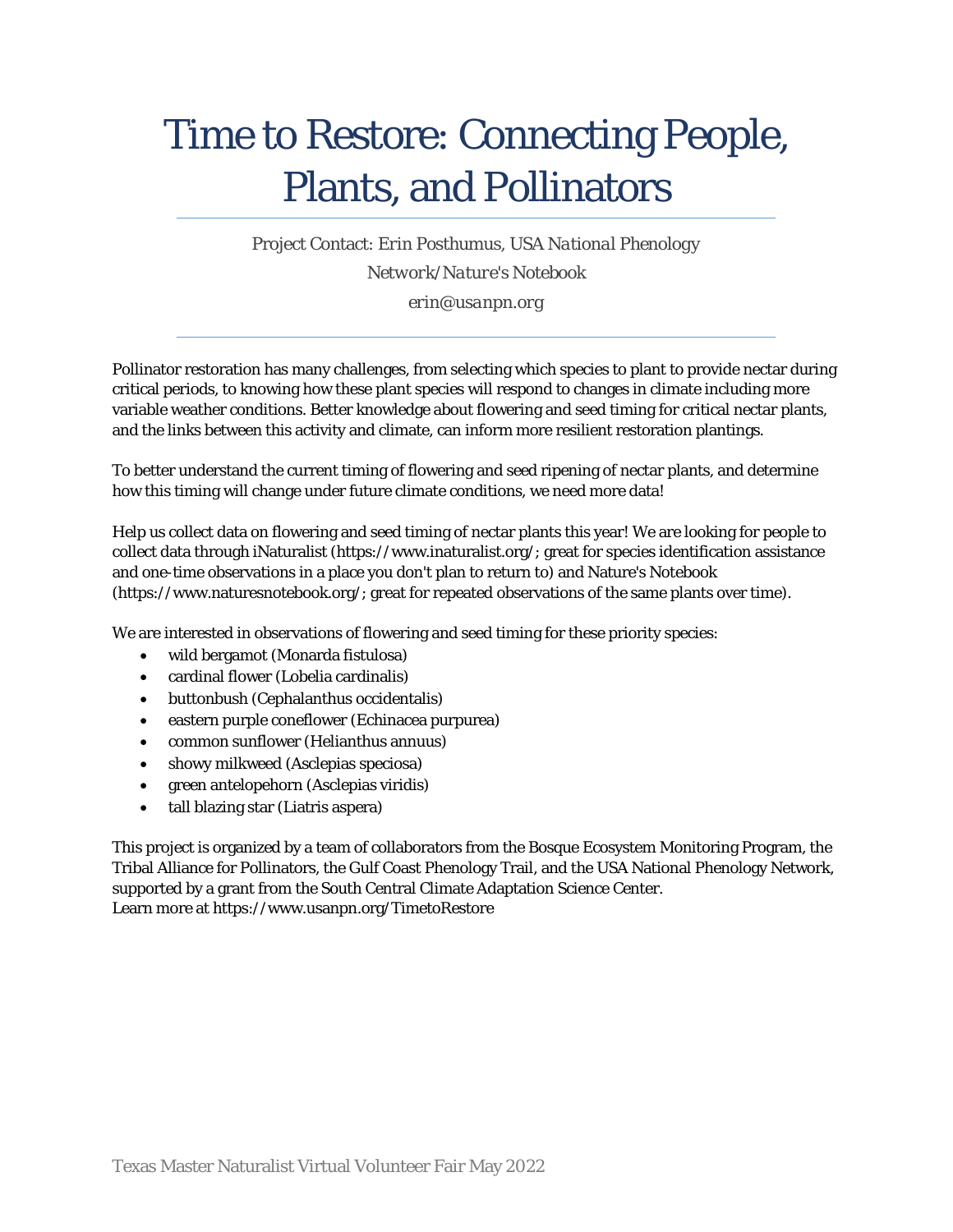# Time to Restore: Connecting People, Plants, and Pollinators

*Project Contact: Erin Posthumus, USA National Phenology Network/Nature's Notebook*

*erin@usanpn.org*

Pollinator restoration has many challenges, from selecting which species to plant to provide nectar during critical periods, to knowing how these plant species will respond to changes in climate including more variable weather conditions. Better knowledge about flowering and seed timing for critical nectar plants, and the links between this activity and climate, can inform more resilient restoration plantings.

To better understand the current timing of flowering and seed ripening of nectar plants, and determine how this timing will change under future climate conditions, we need more data!

Help us collect data on flowering and seed timing of nectar plants this year! We are looking for people to collect data through iNaturalist (https://www.inaturalist.org/; great for species identification assistance and one-time observations in a place you don't plan to return to) and Nature's Notebook (https://www.naturesnotebook.org/; great for repeated observations of the same plants over time).

We are interested in observations of flowering and seed timing for these priority species:

- wild bergamot (Monarda fistulosa)
- cardinal flower (Lobelia cardinalis)
- buttonbush (Cephalanthus occidentalis)
- eastern purple coneflower (Echinacea purpurea)
- common sunflower (Helianthus annuus)
- showy milkweed (Asclepias speciosa)
- green antelopehorn (Asclepias viridis)
- tall blazing star (Liatris aspera)

This project is organized by a team of collaborators from the Bosque Ecosystem Monitoring Program, the Tribal Alliance for Pollinators, the Gulf Coast Phenology Trail, and the USA National Phenology Network, supported by a grant from the South Central Climate Adaptation Science Center.
Learn more at https://www.usanpn.org/TimetoRestore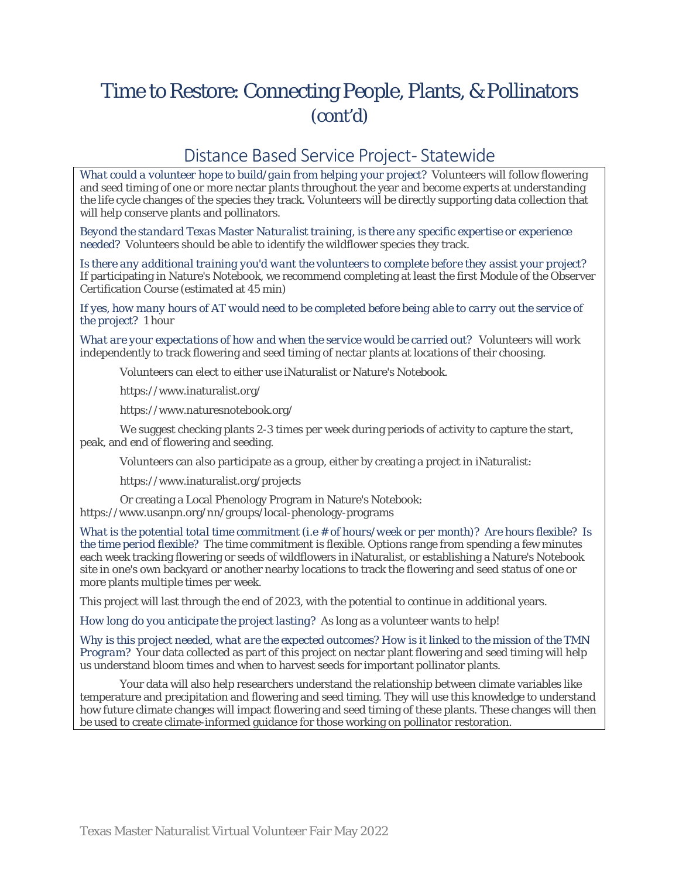# Time to Restore: Connecting People, Plants, & Pollinators (cont'd)

## Distance Based Service Project- Statewide

*What could a volunteer hope to build/gain from helping your project?* Volunteers will follow flowering and seed timing of one or more nectar plants throughout the year and become experts at understanding the life cycle changes of the species they track. Volunteers will be directly supporting data collection that will help conserve plants and pollinators.

*Beyond the standard Texas Master Naturalist training, is there any specific expertise or experience needed?* Volunteers should be able to identify the wildflower species they track.

*Is there any additional training you'd want the volunteers to complete before they assist your project?* If participating in Nature's Notebook, we recommend completing at least the first Module of the Observer Certification Course (estimated at 45 min)

*If yes, how many hours of AT would need to be completed before being able to carry out the service of the project?* 1 hour

*What are your expectations of how and when the service would be carried out?* Volunteers will work independently to track flowering and seed timing of nectar plants at locations of their choosing.

Volunteers can elect to either use iNaturalist or Nature's Notebook.

https://www.inaturalist.org/

https://www.naturesnotebook.org/

We suggest checking plants 2-3 times per week during periods of activity to capture the start, peak, and end of flowering and seeding.

Volunteers can also participate as a group, either by creating a project in iNaturalist:

https://www.inaturalist.org/projects

Or creating a Local Phenology Program in Nature's Notebook: https://www.usanpn.org/nn/groups/local-phenology-programs

*What is the potential total time commitment (i.e # of hours/week or per month)? Are hours flexible? Is the time period flexible?* The time commitment is flexible. Options range from spending a few minutes each week tracking flowering or seeds of wildflowers in iNaturalist, or establishing a Nature's Notebook site in one's own backyard or another nearby locations to track the flowering and seed status of one or more plants multiple times per week.

This project will last through the end of 2023, with the potential to continue in additional years.

*How long do you anticipate the project lasting?* As long as a volunteer wants to help!

*Why is this project needed, what are the expected outcomes? How is it linked to the mission of the TMN Program?* Your data collected as part of this project on nectar plant flowering and seed timing will help us understand bloom times and when to harvest seeds for important pollinator plants.

Your data will also help researchers understand the relationship between climate variables like temperature and precipitation and flowering and seed timing. They will use this knowledge to understand how future climate changes will impact flowering and seed timing of these plants. These changes will then be used to create climate-informed guidance for those working on pollinator restoration.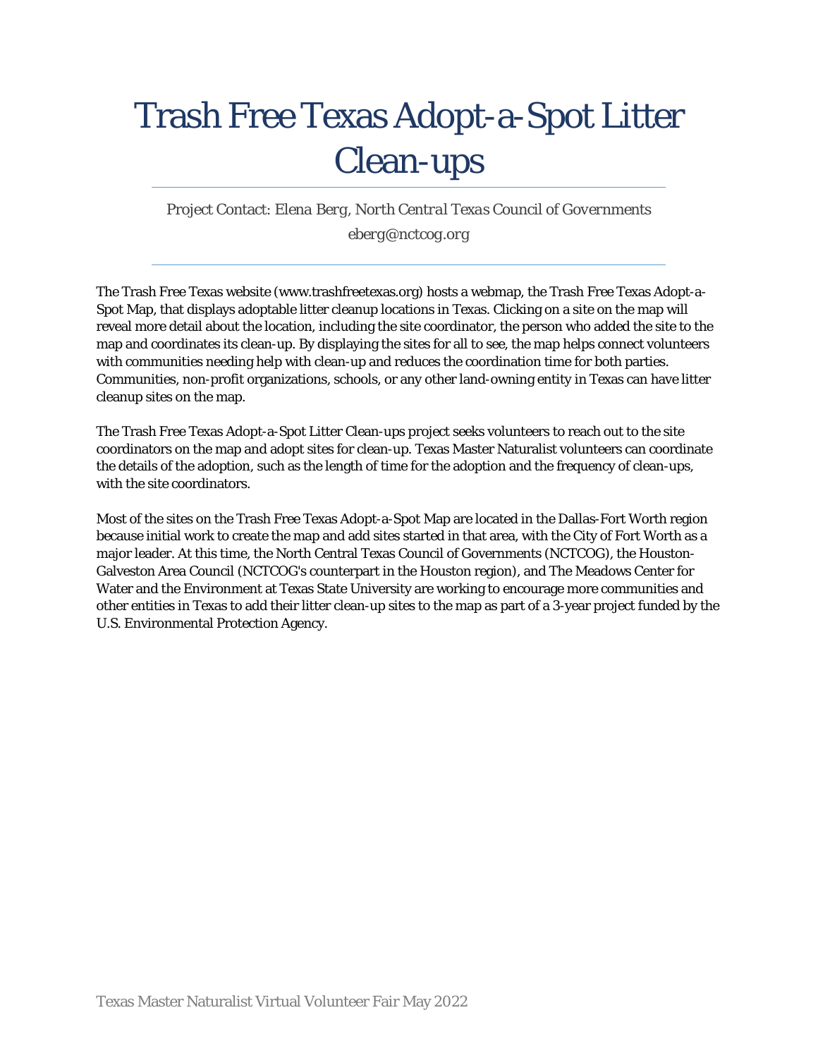# Trash Free Texas Adopt-a-Spot Litter Clean-ups

*Project Contact: Elena Berg, North Central Texas Council of Governments*

*eberg@nctcog.org*

---

The Trash Free Texas website (www.trashfreetexas.org) hosts a webmap, the Trash Free Texas Adopt-a-Spot Map, that displays adoptable litter cleanup locations in Texas. Clicking on a site on the map will reveal more detail about the location, including the site coordinator, the person who added the site to the map and coordinates its clean-up. By displaying the sites for all to see, the map helps connect volunteers with communities needing help with clean-up and reduces the coordination time for both parties. Communities, non-profit organizations, schools, or any other land-owning entity in Texas can have litter cleanup sites on the map.

The Trash Free Texas Adopt-a-Spot Litter Clean-ups project seeks volunteers to reach out to the site coordinators on the map and adopt sites for clean-up. Texas Master Naturalist volunteers can coordinate the details of the adoption, such as the length of time for the adoption and the frequency of clean-ups, with the site coordinators.

Most of the sites on the Trash Free Texas Adopt-a-Spot Map are located in the Dallas-Fort Worth region because initial work to create the map and add sites started in that area, with the City of Fort Worth as a major leader. At this time, the North Central Texas Council of Governments (NCTCOG), the Houston-Galveston Area Council (NCTCOG's counterpart in the Houston region), and The Meadows Center for Water and the Environment at Texas State University are working to encourage more communities and other entities in Texas to add their litter clean-up sites to the map as part of a 3-year project funded by the U.S. Environmental Protection Agency.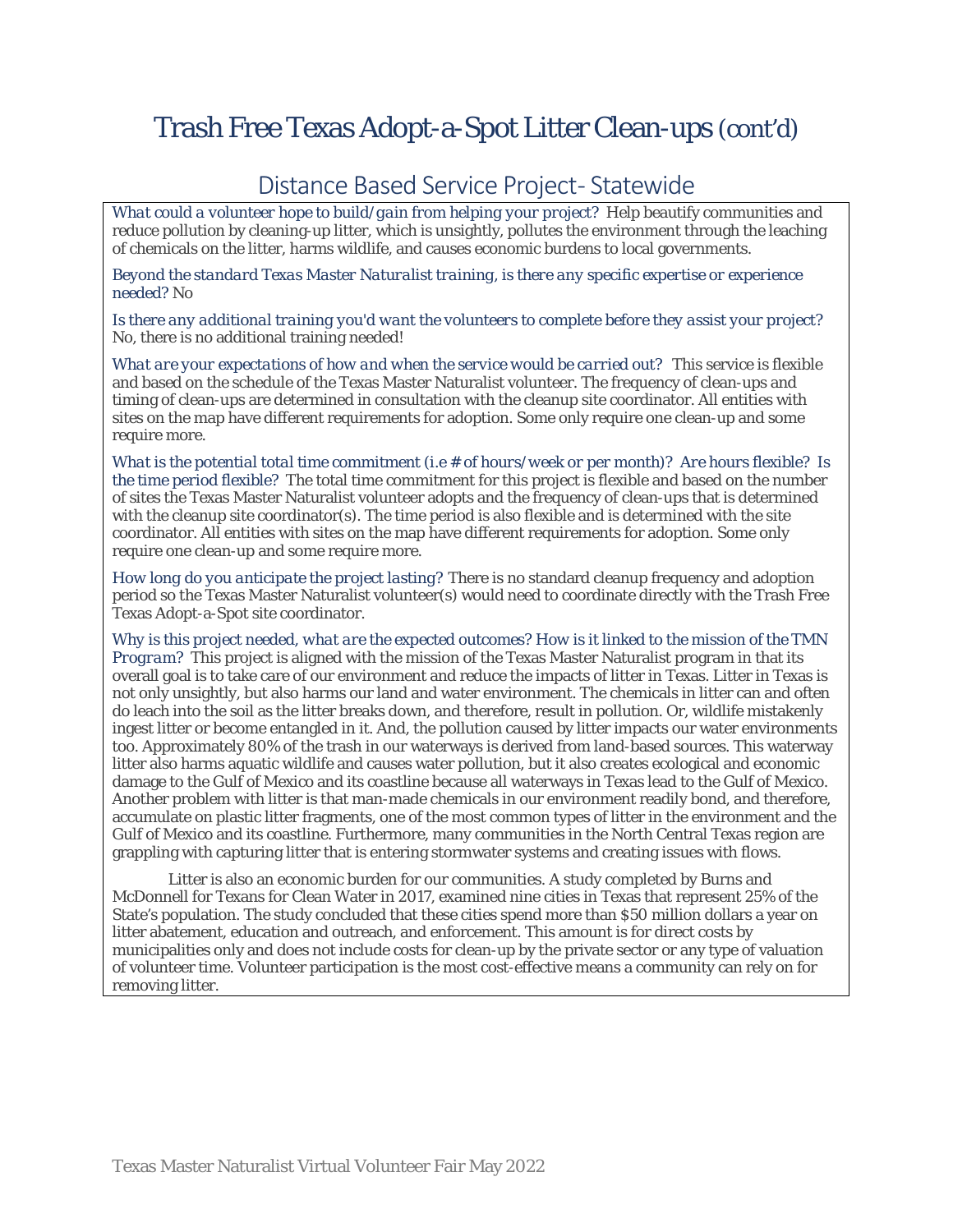# Trash Free Texas Adopt-a-Spot Litter Clean-ups (cont'd)

## Distance Based Service Project- Statewide

*What could a volunteer hope to build/gain from helping your project?* Help beautify communities and reduce pollution by cleaning-up litter, which is unsightly, pollutes the environment through the leaching of chemicals on the litter, harms wildlife, and causes economic burdens to local governments.

*Beyond the standard Texas Master Naturalist training, is there any specific expertise or experience needed?* No

*Is there any additional training you'd want the volunteers to complete before they assist your project?* No, there is no additional training needed!

*What are your expectations of how and when the service would be carried out?* This service is flexible and based on the schedule of the Texas Master Naturalist volunteer. The frequency of clean-ups and timing of clean-ups are determined in consultation with the cleanup site coordinator. All entities with sites on the map have different requirements for adoption. Some only require one clean-up and some require more.

*What is the potential total time commitment (i.e # of hours/week or per month)? Are hours flexible? Is the time period flexible?* The total time commitment for this project is flexible and based on the number of sites the Texas Master Naturalist volunteer adopts and the frequency of clean-ups that is determined with the cleanup site coordinator(s). The time period is also flexible and is determined with the site coordinator. All entities with sites on the map have different requirements for adoption. Some only require one clean-up and some require more.

*How long do you anticipate the project lasting?* There is no standard cleanup frequency and adoption period so the Texas Master Naturalist volunteer(s) would need to coordinate directly with the Trash Free Texas Adopt-a-Spot site coordinator.

*Why is this project needed, what are the expected outcomes? How is it linked to the mission of the TMN Program?* This project is aligned with the mission of the Texas Master Naturalist program in that its overall goal is to take care of our environment and reduce the impacts of litter in Texas. Litter in Texas is not only unsightly, but also harms our land and water environment. The chemicals in litter can and often do leach into the soil as the litter breaks down, and therefore, result in pollution. Or, wildlife mistakenly ingest litter or become entangled in it. And, the pollution caused by litter impacts our water environments too. Approximately 80% of the trash in our waterways is derived from land-based sources. This waterway litter also harms aquatic wildlife and causes water pollution, but it also creates ecological and economic damage to the Gulf of Mexico and its coastline because all waterways in Texas lead to the Gulf of Mexico. Another problem with litter is that man-made chemicals in our environment readily bond, and therefore, accumulate on plastic litter fragments, one of the most common types of litter in the environment and the Gulf of Mexico and its coastline. Furthermore, many communities in the North Central Texas region are grappling with capturing litter that is entering stormwater systems and creating issues with flows.

Litter is also an economic burden for our communities. A study completed by Burns and McDonnell for Texans for Clean Water in 2017, examined nine cities in Texas that represent 25% of the State's population. The study concluded that these cities spend more than $50 million dollars a year on litter abatement, education and outreach, and enforcement. This amount is for direct costs by municipalities only and does not include costs for clean-up by the private sector or any type of valuation of volunteer time. Volunteer participation is the most cost-effective means a community can rely on for removing litter.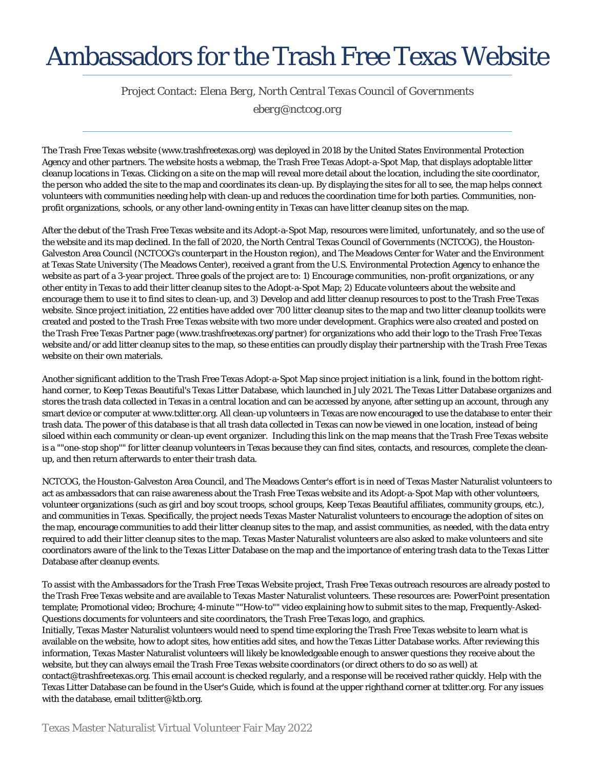# Ambassadors for the Trash Free Texas Website

*Project Contact: Elena Berg, North Central Texas Council of Governments*

*eberg@nctcog.org*

The Trash Free Texas website (www.trashfreetexas.org) was deployed in 2018 by the United States Environmental Protection Agency and other partners. The website hosts a webmap, the Trash Free Texas Adopt-a-Spot Map, that displays adoptable litter cleanup locations in Texas. Clicking on a site on the map will reveal more detail about the location, including the site coordinator, the person who added the site to the map and coordinates its clean-up. By displaying the sites for all to see, the map helps connect volunteers with communities needing help with clean-up and reduces the coordination time for both parties. Communities, non-profit organizations, schools, or any other land-owning entity in Texas can have litter cleanup sites on the map.

After the debut of the Trash Free Texas website and its Adopt-a-Spot Map, resources were limited, unfortunately, and so the use of the website and its map declined. In the fall of 2020, the North Central Texas Council of Governments (NCTCOG), the Houston-Galveston Area Council (NCTCOG's counterpart in the Houston region), and The Meadows Center for Water and the Environment at Texas State University (The Meadows Center), received a grant from the U.S. Environmental Protection Agency to enhance the website as part of a 3-year project. Three goals of the project are to: 1) Encourage communities, non-profit organizations, or any other entity in Texas to add their litter cleanup sites to the Adopt-a-Spot Map; 2) Educate volunteers about the website and encourage them to use it to find sites to clean-up, and 3) Develop and add litter cleanup resources to post to the Trash Free Texas website. Since project initiation, 22 entities have added over 700 litter cleanup sites to the map and two litter cleanup toolkits were created and posted to the Trash Free Texas website with two more under development. Graphics were also created and posted on the Trash Free Texas Partner page (www.trashfreetexas.org/partner) for organizations who add their logo to the Trash Free Texas website and/or add litter cleanup sites to the map, so these entities can proudly display their partnership with the Trash Free Texas website on their own materials.

Another significant addition to the Trash Free Texas Adopt-a-Spot Map since project initiation is a link, found in the bottom right-hand corner, to Keep Texas Beautiful's Texas Litter Database, which launched in July 2021. The Texas Litter Database organizes and stores the trash data collected in Texas in a central location and can be accessed by anyone, after setting up an account, through any smart device or computer at www.txlitter.org. All clean-up volunteers in Texas are now encouraged to use the database to enter their trash data. The power of this database is that all trash data collected in Texas can now be viewed in one location, instead of being siloed within each community or clean-up event organizer. Including this link on the map means that the Trash Free Texas website is a ""one-stop shop"" for litter cleanup volunteers in Texas because they can find sites, contacts, and resources, complete the clean-up, and then return afterwards to enter their trash data.

NCTCOG, the Houston-Galveston Area Council, and The Meadows Center's effort is in need of Texas Master Naturalist volunteers to act as ambassadors that can raise awareness about the Trash Free Texas website and its Adopt-a-Spot Map with other volunteers, volunteer organizations (such as girl and boy scout troops, school groups, Keep Texas Beautiful affiliates, community groups, etc.), and communities in Texas. Specifically, the project needs Texas Master Naturalist volunteers to encourage the adoption of sites on the map, encourage communities to add their litter cleanup sites to the map, and assist communities, as needed, with the data entry required to add their litter cleanup sites to the map. Texas Master Naturalist volunteers are also asked to make volunteers and site coordinators aware of the link to the Texas Litter Database on the map and the importance of entering trash data to the Texas Litter Database after cleanup events.

To assist with the Ambassadors for the Trash Free Texas Website project, Trash Free Texas outreach resources are already posted to the Trash Free Texas website and are available to Texas Master Naturalist volunteers. These resources are: PowerPoint presentation template; Promotional video; Brochure; 4-minute ""How-to"" video explaining how to submit sites to the map, Frequently-Asked-Questions documents for volunteers and site coordinators, the Trash Free Texas logo, and graphics.
Initially, Texas Master Naturalist volunteers would need to spend time exploring the Trash Free Texas website to learn what is available on the website, how to adopt sites, how entities add sites, and how the Texas Litter Database works. After reviewing this information, Texas Master Naturalist volunteers will likely be knowledgeable enough to answer questions they receive about the website, but they can always email the Trash Free Texas website coordinators (or direct others to do so as well) at contact@trashfreetexas.org. This email account is checked regularly, and a response will be received rather quickly. Help with the Texas Litter Database can be found in the User's Guide, which is found at the upper righthand corner at txlitter.org. For any issues with the database, email txlitter@ktb.org.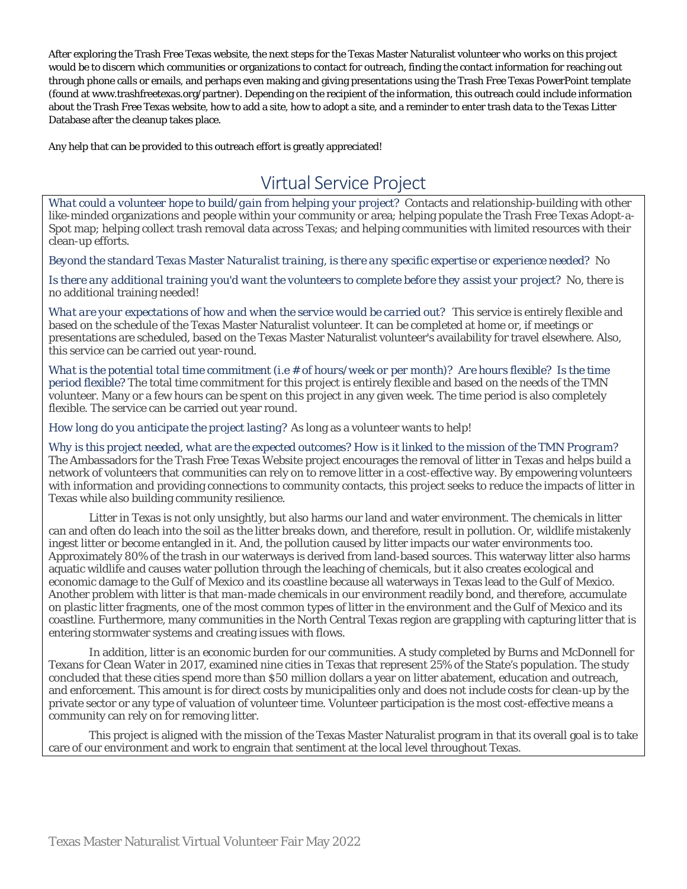After exploring the Trash Free Texas website, the next steps for the Texas Master Naturalist volunteer who works on this project would be to discern which communities or organizations to contact for outreach, finding the contact information for reaching out through phone calls or emails, and perhaps even making and giving presentations using the Trash Free Texas PowerPoint template (found at www.trashfreetexas.org/partner). Depending on the recipient of the information, this outreach could include information about the Trash Free Texas website, how to add a site, how to adopt a site, and a reminder to enter trash data to the Texas Litter Database after the cleanup takes place.

Any help that can be provided to this outreach effort is greatly appreciated!

## Virtual Service Project

*What could a volunteer hope to build/gain from helping your project?* Contacts and relationship-building with other like-minded organizations and people within your community or area; helping populate the Trash Free Texas Adopt-a-Spot map; helping collect trash removal data across Texas; and helping communities with limited resources with their clean-up efforts.

*Beyond the standard Texas Master Naturalist training, is there any specific expertise or experience needed?* No

*Is there any additional training you'd want the volunteers to complete before they assist your project?* No, there is no additional training needed!

*What are your expectations of how and when the service would be carried out?* This service is entirely flexible and based on the schedule of the Texas Master Naturalist volunteer. It can be completed at home or, if meetings or presentations are scheduled, based on the Texas Master Naturalist volunteer's availability for travel elsewhere. Also, this service can be carried out year-round.

*What is the potential total time commitment (i.e # of hours/week or per month)? Are hours flexible? Is the time period flexible?* The total time commitment for this project is entirely flexible and based on the needs of the TMN volunteer. Many or a few hours can be spent on this project in any given week. The time period is also completely flexible. The service can be carried out year round.

*How long do you anticipate the project lasting?* As long as a volunteer wants to help!

*Why is this project needed, what are the expected outcomes? How is it linked to the mission of the TMN Program?* The Ambassadors for the Trash Free Texas Website project encourages the removal of litter in Texas and helps build a network of volunteers that communities can rely on to remove litter in a cost-effective way. By empowering volunteers with information and providing connections to community contacts, this project seeks to reduce the impacts of litter in Texas while also building community resilience.

Litter in Texas is not only unsightly, but also harms our land and water environment. The chemicals in litter can and often do leach into the soil as the litter breaks down, and therefore, result in pollution. Or, wildlife mistakenly ingest litter or become entangled in it. And, the pollution caused by litter impacts our water environments too. Approximately 80% of the trash in our waterways is derived from land-based sources. This waterway litter also harms aquatic wildlife and causes water pollution through the leaching of chemicals, but it also creates ecological and economic damage to the Gulf of Mexico and its coastline because all waterways in Texas lead to the Gulf of Mexico. Another problem with litter is that man-made chemicals in our environment readily bond, and therefore, accumulate on plastic litter fragments, one of the most common types of litter in the environment and the Gulf of Mexico and its coastline. Furthermore, many communities in the North Central Texas region are grappling with capturing litter that is entering stormwater systems and creating issues with flows.

In addition, litter is an economic burden for our communities. A study completed by Burns and McDonnell for Texans for Clean Water in 2017, examined nine cities in Texas that represent 25% of the State's population. The study concluded that these cities spend more than $50 million dollars a year on litter abatement, education and outreach, and enforcement. This amount is for direct costs by municipalities only and does not include costs for clean-up by the private sector or any type of valuation of volunteer time. Volunteer participation is the most cost-effective means a community can rely on for removing litter.

This project is aligned with the mission of the Texas Master Naturalist program in that its overall goal is to take care of our environment and work to engrain that sentiment at the local level throughout Texas.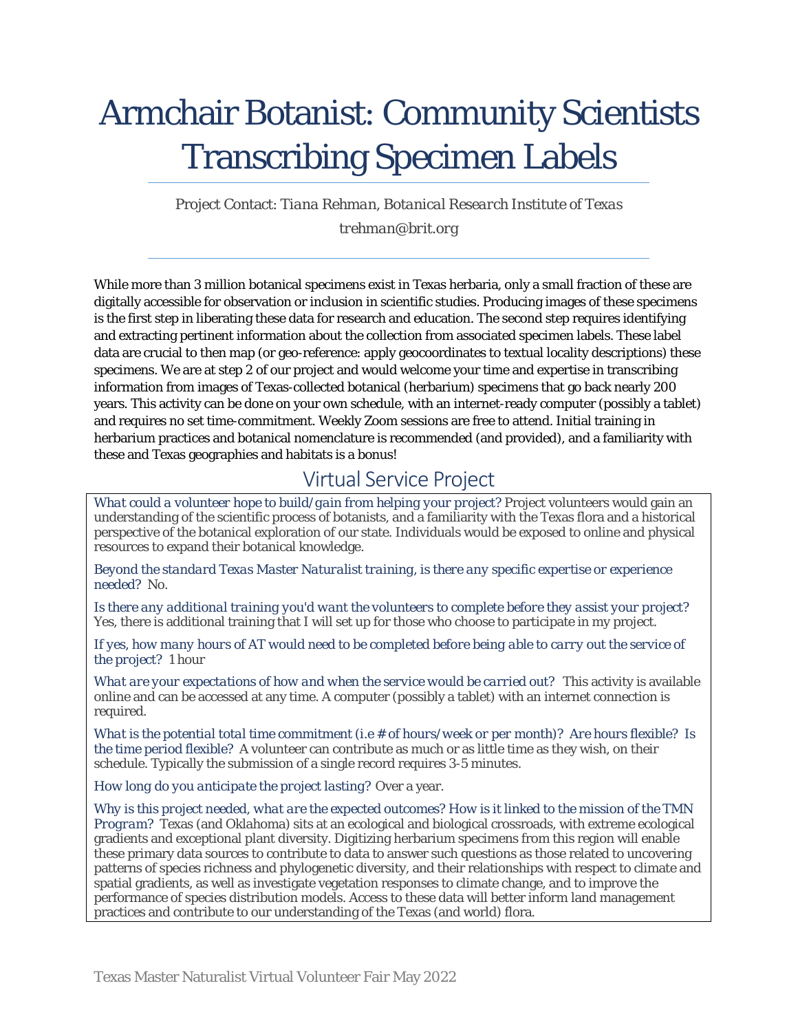# Armchair Botanist: Community Scientists Transcribing Specimen Labels

Project Contact: *Tiana Rehman, Botanical Research Institute of Texas*

*trehman@brit.org*

While more than 3 million botanical specimens exist in Texas herbaria, only a small fraction of these are digitally accessible for observation or inclusion in scientific studies. Producing images of these specimens is the first step in liberating these data for research and education. The second step requires identifying and extracting pertinent information about the collection from associated specimen labels. These label data are crucial to then map (or geo-reference: apply geocoordinates to textual locality descriptions) these specimens. We are at step 2 of our project and would welcome your time and expertise in transcribing information from images of Texas-collected botanical (herbarium) specimens that go back nearly 200 years. This activity can be done on your own schedule, with an internet-ready computer (possibly a tablet) and requires no set time-commitment. Weekly Zoom sessions are free to attend. Initial training in herbarium practices and botanical nomenclature is recommended (and provided), and a familiarity with these and Texas geographies and habitats is a bonus!

## Virtual Service Project

*What could a volunteer hope to build/gain from helping your project?* Project volunteers would gain an understanding of the scientific process of botanists, and a familiarity with the Texas flora and a historical perspective of the botanical exploration of our state. Individuals would be exposed to online and physical resources to expand their botanical knowledge.

*Beyond the standard Texas Master Naturalist training, is there any specific expertise or experience needed?* No.

*Is there any additional training you'd want the volunteers to complete before they assist your project?* Yes, there is additional training that I will set up for those who choose to participate in my project.

*If yes, how many hours of AT would need to be completed before being able to carry out the service of the project?* 1 hour

*What are your expectations of how and when the service would be carried out?* This activity is available online and can be accessed at any time. A computer (possibly a tablet) with an internet connection is required.

*What is the potential total time commitment (i.e # of hours/week or per month)? Are hours flexible? Is the time period flexible?* A volunteer can contribute as much or as little time as they wish, on their schedule. Typically the submission of a single record requires 3-5 minutes.

*How long do you anticipate the project lasting?* Over a year.

*Why is this project needed, what are the expected outcomes? How is it linked to the mission of the TMN Program?* Texas (and Oklahoma) sits at an ecological and biological crossroads, with extreme ecological gradients and exceptional plant diversity. Digitizing herbarium specimens from this region will enable these primary data sources to contribute to data to answer such questions as those related to uncovering patterns of species richness and phylogenetic diversity, and their relationships with respect to climate and spatial gradients, as well as investigate vegetation responses to climate change, and to improve the performance of species distribution models. Access to these data will better inform land management practices and contribute to our understanding of the Texas (and world) flora.